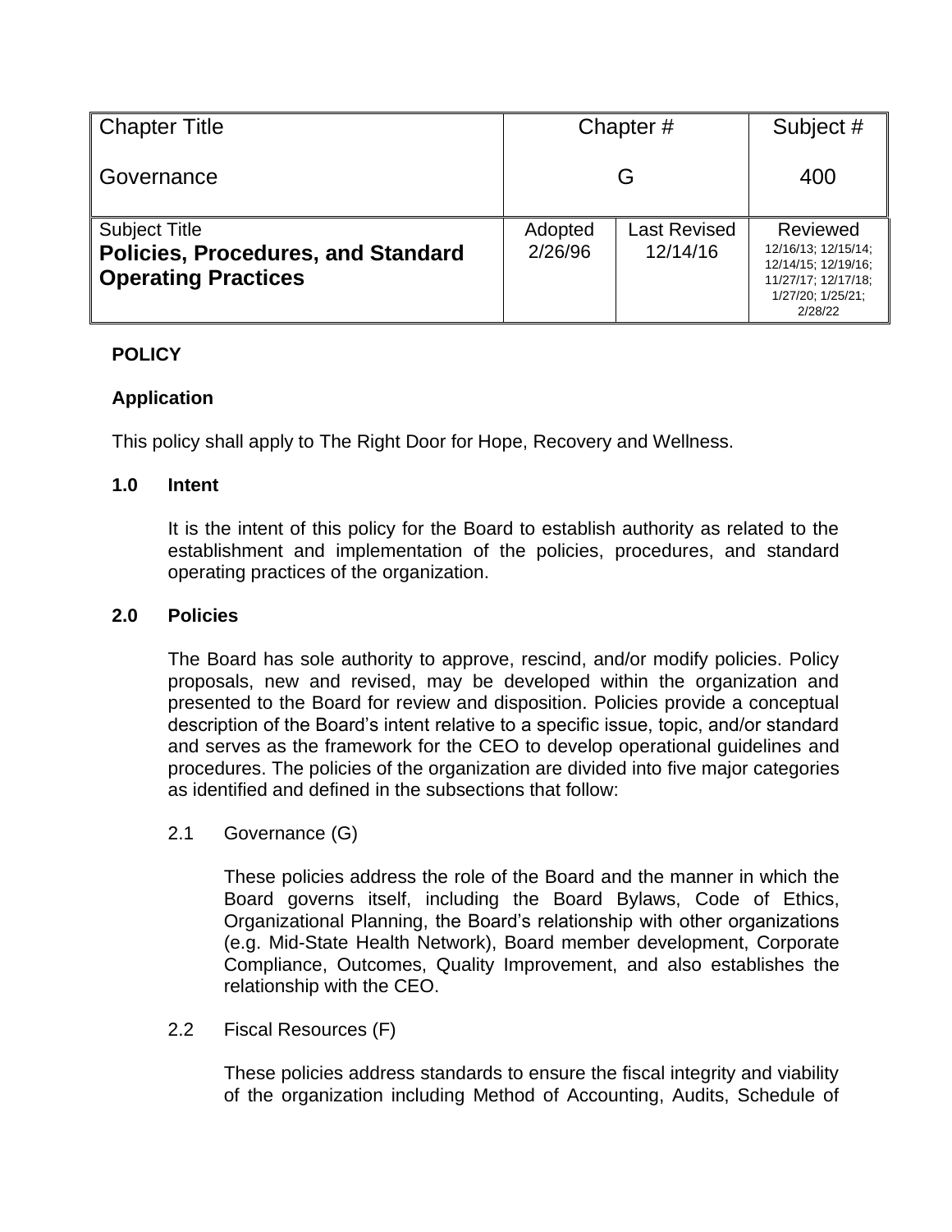| Chapter Title<br><br>Governance | Chapter #<br><br>G | | Subject #<br><br>400 |
|---|---|---|---|
| Subject Title<br>**Policies, Procedures, and Standard Operating Practices** | Adopted<br>2/26/96 | Last Revised<br>12/14/16 | Reviewed<br>12/16/13; 12/15/14; 12/14/15; 12/19/16; 11/27/17; 12/17/18; 1/27/20; 1/25/21; 2/28/22 |

**POLICY**

**Application**

This policy shall apply to The Right Door for Hope, Recovery and Wellness.

**1.0 Intent**

It is the intent of this policy for the Board to establish authority as related to the establishment and implementation of the policies, procedures, and standard operating practices of the organization.

**2.0 Policies**

The Board has sole authority to approve, rescind, and/or modify policies. Policy proposals, new and revised, may be developed within the organization and presented to the Board for review and disposition. Policies provide a conceptual description of the Board's intent relative to a specific issue, topic, and/or standard and serves as the framework for the CEO to develop operational guidelines and procedures. The policies of the organization are divided into five major categories as identified and defined in the subsections that follow:

2.1 Governance (G)

These policies address the role of the Board and the manner in which the Board governs itself, including the Board Bylaws, Code of Ethics, Organizational Planning, the Board's relationship with other organizations (e.g. Mid-State Health Network), Board member development, Corporate Compliance, Outcomes, Quality Improvement, and also establishes the relationship with the CEO.

2.2 Fiscal Resources (F)

These policies address standards to ensure the fiscal integrity and viability of the organization including Method of Accounting, Audits, Schedule of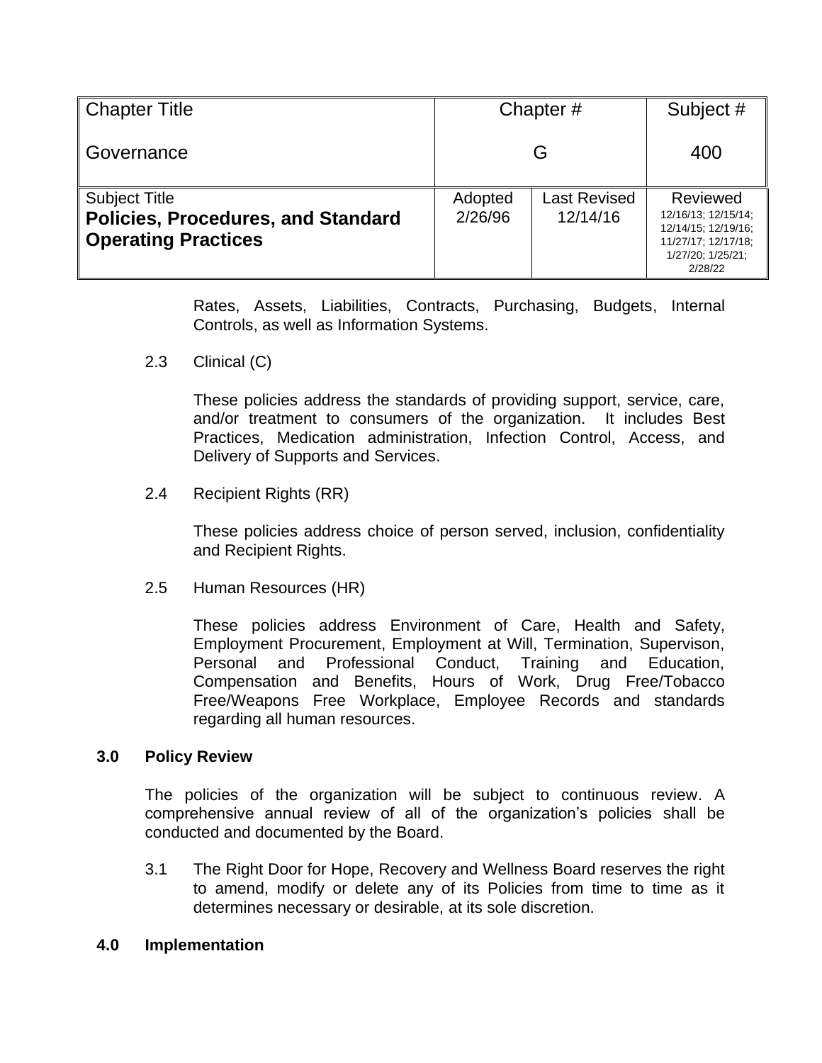| Chapter Title | Chapter # | | Subject # |
|---|---|---|---|
| Governance | G | | 400 |
| Subject Title<br>**Policies, Procedures, and Standard Operating Practices** | Adopted<br>2/26/96 | Last Revised<br>12/14/16 | Reviewed<br>12/16/13; 12/15/14; 12/14/15; 12/19/16; 11/27/17; 12/17/18; 1/27/20; 1/25/21; 2/28/22 |

Rates, Assets, Liabilities, Contracts, Purchasing, Budgets, Internal Controls, as well as Information Systems.

2.3 Clinical (C)

These policies address the standards of providing support, service, care, and/or treatment to consumers of the organization. It includes Best Practices, Medication administration, Infection Control, Access, and Delivery of Supports and Services.

2.4 Recipient Rights (RR)

These policies address choice of person served, inclusion, confidentiality and Recipient Rights.

2.5 Human Resources (HR)

These policies address Environment of Care, Health and Safety, Employment Procurement, Employment at Will, Termination, Supervison, Personal and Professional Conduct, Training and Education, Compensation and Benefits, Hours of Work, Drug Free/Tobacco Free/Weapons Free Workplace, Employee Records and standards regarding all human resources.

## 3.0 Policy Review

The policies of the organization will be subject to continuous review. A comprehensive annual review of all of the organization's policies shall be conducted and documented by the Board.

3.1 The Right Door for Hope, Recovery and Wellness Board reserves the right to amend, modify or delete any of its Policies from time to time as it determines necessary or desirable, at its sole discretion.

## 4.0 Implementation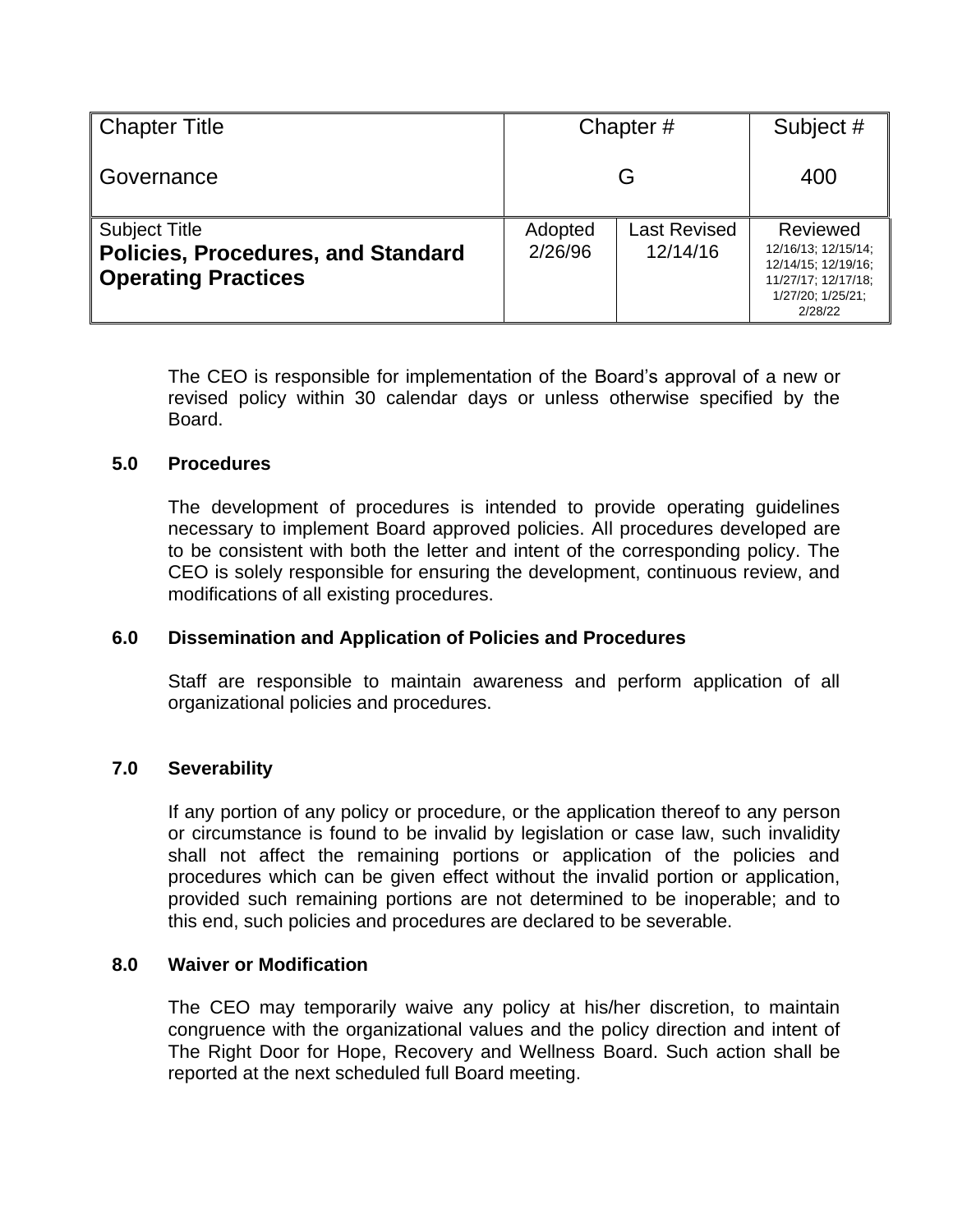| Chapter Title | Chapter # | | Subject # |
|---|---|---|---|
| Governance | G | | 400 |
| Subject Title<br>**Policies, Procedures, and Standard Operating Practices** | Adopted<br>2/26/96 | Last Revised<br>12/14/16 | Reviewed<br>12/16/13; 12/15/14; 12/14/15; 12/19/16; 11/27/17; 12/17/18; 1/27/20; 1/25/21; 2/28/22 |

The CEO is responsible for implementation of the Board's approval of a new or revised policy within 30 calendar days or unless otherwise specified by the Board.

### 5.0 Procedures

The development of procedures is intended to provide operating guidelines necessary to implement Board approved policies. All procedures developed are to be consistent with both the letter and intent of the corresponding policy. The CEO is solely responsible for ensuring the development, continuous review, and modifications of all existing procedures.

### 6.0 Dissemination and Application of Policies and Procedures

Staff are responsible to maintain awareness and perform application of all organizational policies and procedures.

### 7.0 Severability

If any portion of any policy or procedure, or the application thereof to any person or circumstance is found to be invalid by legislation or case law, such invalidity shall not affect the remaining portions or application of the policies and procedures which can be given effect without the invalid portion or application, provided such remaining portions are not determined to be inoperable; and to this end, such policies and procedures are declared to be severable.

### 8.0 Waiver or Modification

The CEO may temporarily waive any policy at his/her discretion, to maintain congruence with the organizational values and the policy direction and intent of The Right Door for Hope, Recovery and Wellness Board. Such action shall be reported at the next scheduled full Board meeting.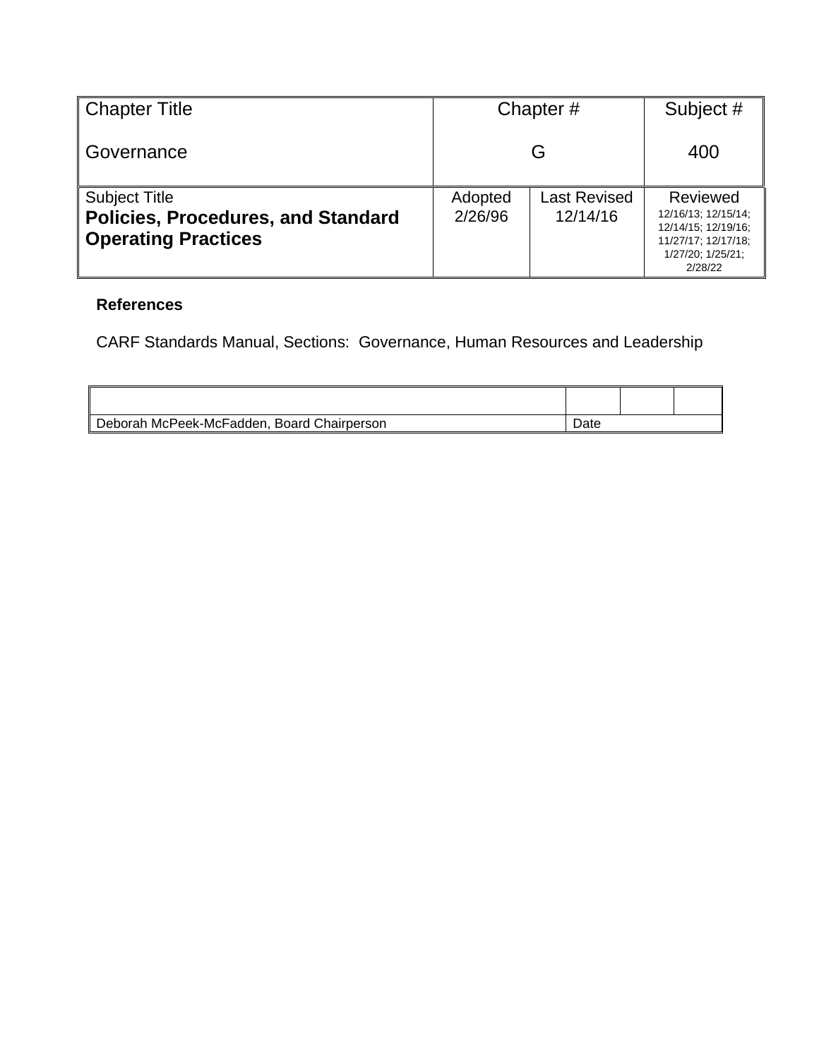| Chapter Title | Chapter # | | Subject # |
|---|---|---|---|
| Governance | G | | 400 |
| Subject Title<br>**Policies, Procedures, and Standard Operating Practices** | Adopted<br>2/26/96 | Last Revised<br>12/14/16 | Reviewed<br>12/16/13; 12/15/14; 12/14/15; 12/19/16; 11/27/17; 12/17/18; 1/27/20; 1/25/21; 2/28/22 |

**References**

CARF Standards Manual, Sections: Governance, Human Resources and Leadership

| | | | |
|---|---|---|---|
| Deborah McPeek-McFadden, Board Chairperson | Date | | |